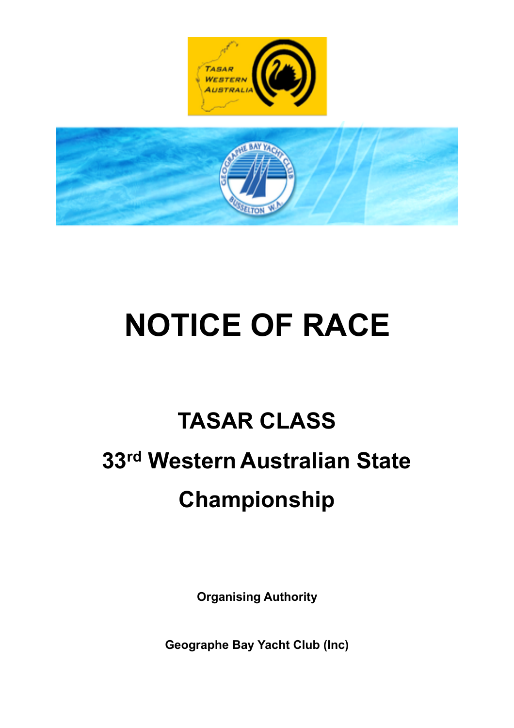# NOTICE OF RACE

## TASAR CLASS

## 33rd Western Australian State Championship

**Organising Authority**

**Geographe Bay Yacht Club (Inc)**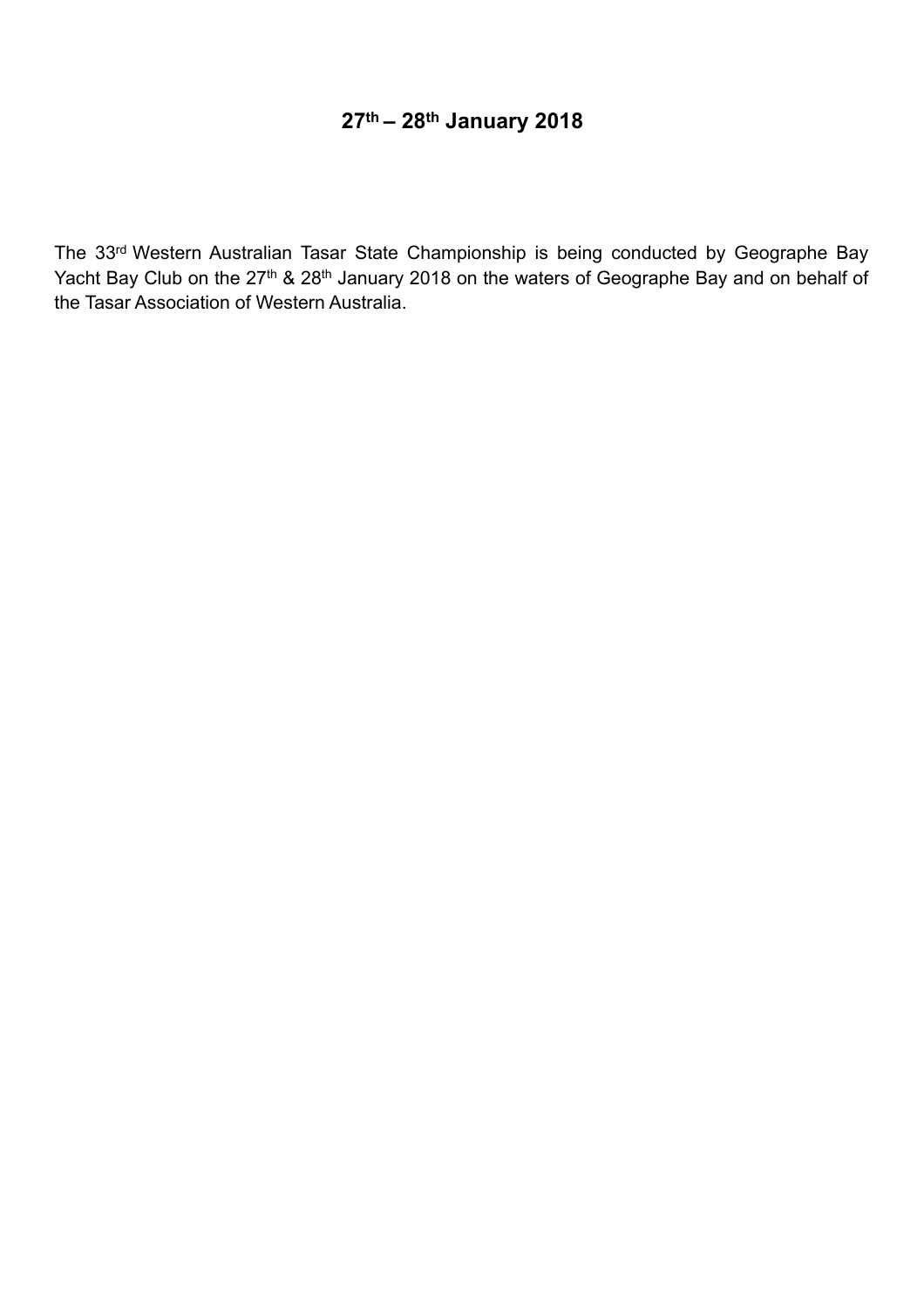**27th – 28th January 2018**

The 33rd Western Australian Tasar State Championship is being conducted by Geographe Bay Yacht Bay Club on the 27th & 28th January 2018 on the waters of Geographe Bay and on behalf of the Tasar Association of Western Australia.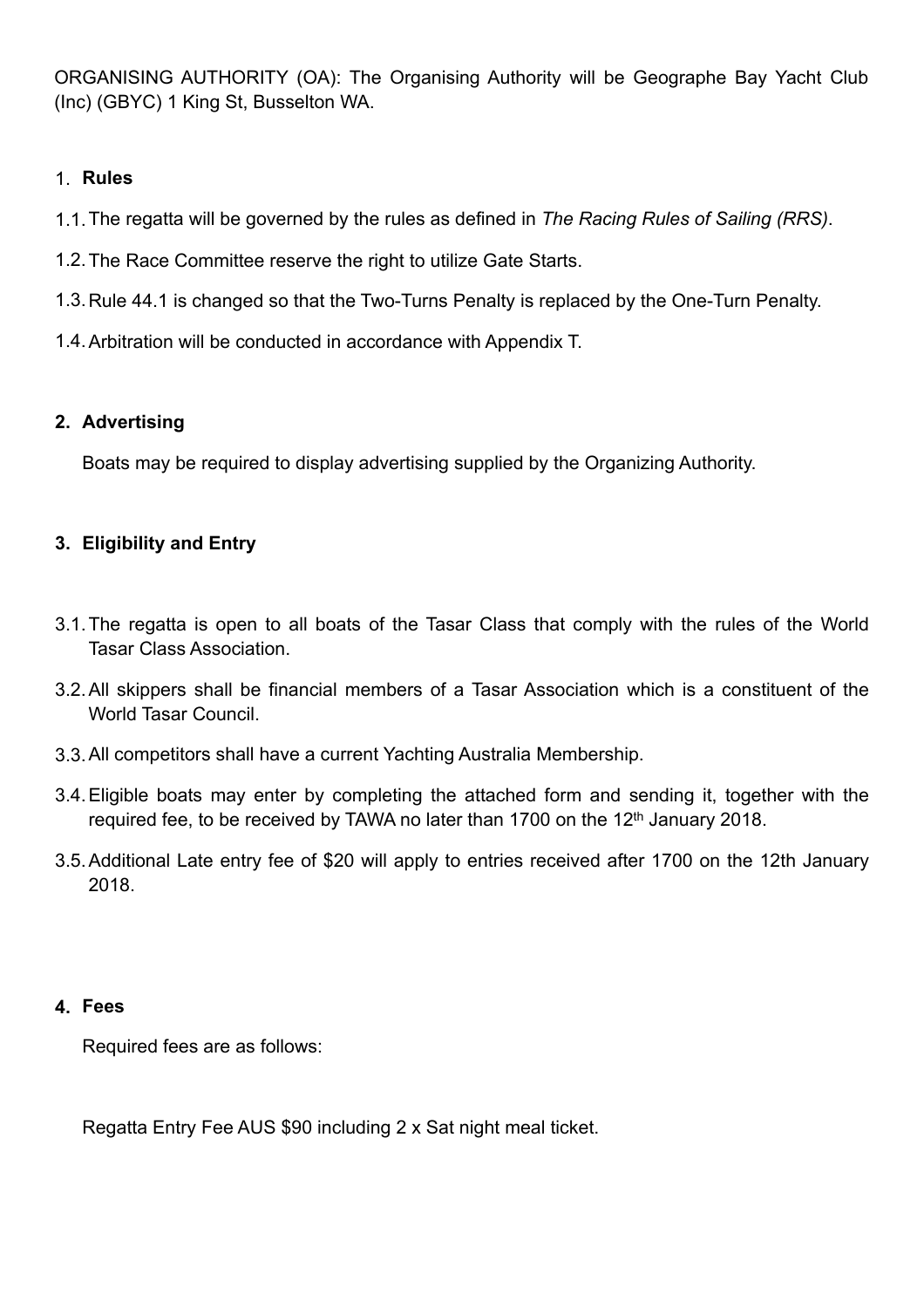ORGANISING AUTHORITY (OA): The Organising Authority will be Geographe Bay Yacht Club (Inc) (GBYC) 1 King St, Busselton WA.

## 1. Rules

1.1. The regatta will be governed by the rules as defined in *The Racing Rules of Sailing (RRS)*.

1.2. The Race Committee reserve the right to utilize Gate Starts.

1.3. Rule 44.1 is changed so that the Two-Turns Penalty is replaced by the One-Turn Penalty.

1.4. Arbitration will be conducted in accordance with Appendix T.

## 2. Advertising

Boats may be required to display advertising supplied by the Organizing Authority.

## 3. Eligibility and Entry

3.1. The regatta is open to all boats of the Tasar Class that comply with the rules of the World Tasar Class Association.

3.2. All skippers shall be financial members of a Tasar Association which is a constituent of the World Tasar Council.

3.3. All competitors shall have a current Yachting Australia Membership.

3.4. Eligible boats may enter by completing the attached form and sending it, together with the required fee, to be received by TAWA no later than 1700 on the 12th January 2018.

3.5. Additional Late entry fee of $20 will apply to entries received after 1700 on the 12th January 2018.

## 4. Fees

Required fees are as follows:

Regatta Entry Fee AUS $90 including 2 x Sat night meal ticket.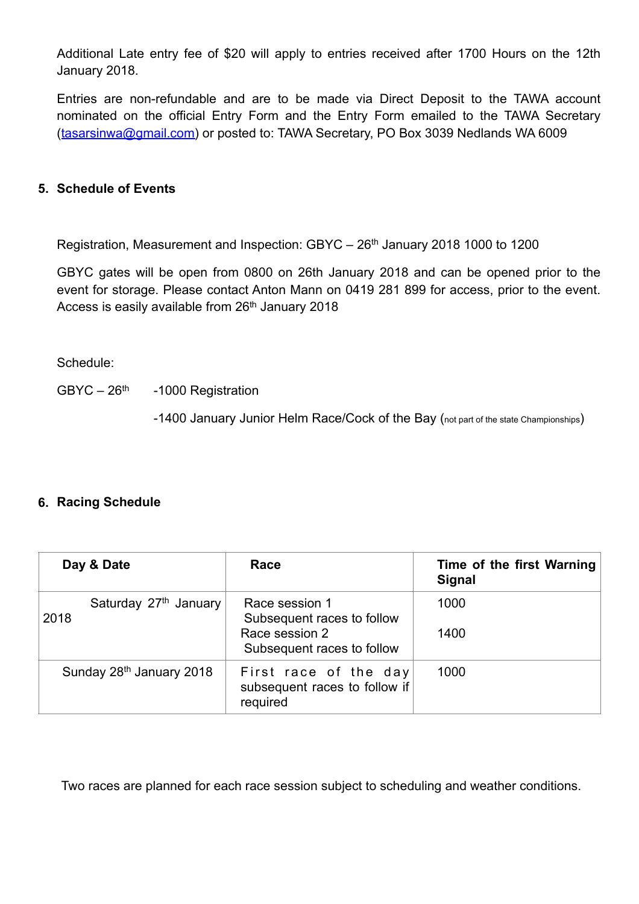Additional Late entry fee of $20 will apply to entries received after 1700 Hours on the 12th January 2018.

Entries are non-refundable and are to be made via Direct Deposit to the TAWA account nominated on the official Entry Form and the Entry Form emailed to the TAWA Secretary (tasarsinwa@gmail.com) or posted to: TAWA Secretary, PO Box 3039 Nedlands WA 6009

## 5. Schedule of Events

Registration, Measurement and Inspection: GBYC – 26th January 2018 1000 to 1200

GBYC gates will be open from 0800 on 26th January 2018 and can be opened prior to the event for storage. Please contact Anton Mann on 0419 281 899 for access, prior to the event. Access is easily available from 26th January 2018

Schedule:

GBYC – 26th -1000 Registration

-1400 January Junior Helm Race/Cock of the Bay (not part of the state Championships)

## 6. Racing Schedule

| Day & Date | Race | Time of the first Warning Signal |
|---|---|---|
| Saturday 27th January 2018 | Race session 1<br>Subsequent races to follow<br>Race session 2<br>Subsequent races to follow | 1000<br><br>1400 |
| Sunday 28th January 2018 | First race of the day subsequent races to follow if required | 1000 |

Two races are planned for each race session subject to scheduling and weather conditions.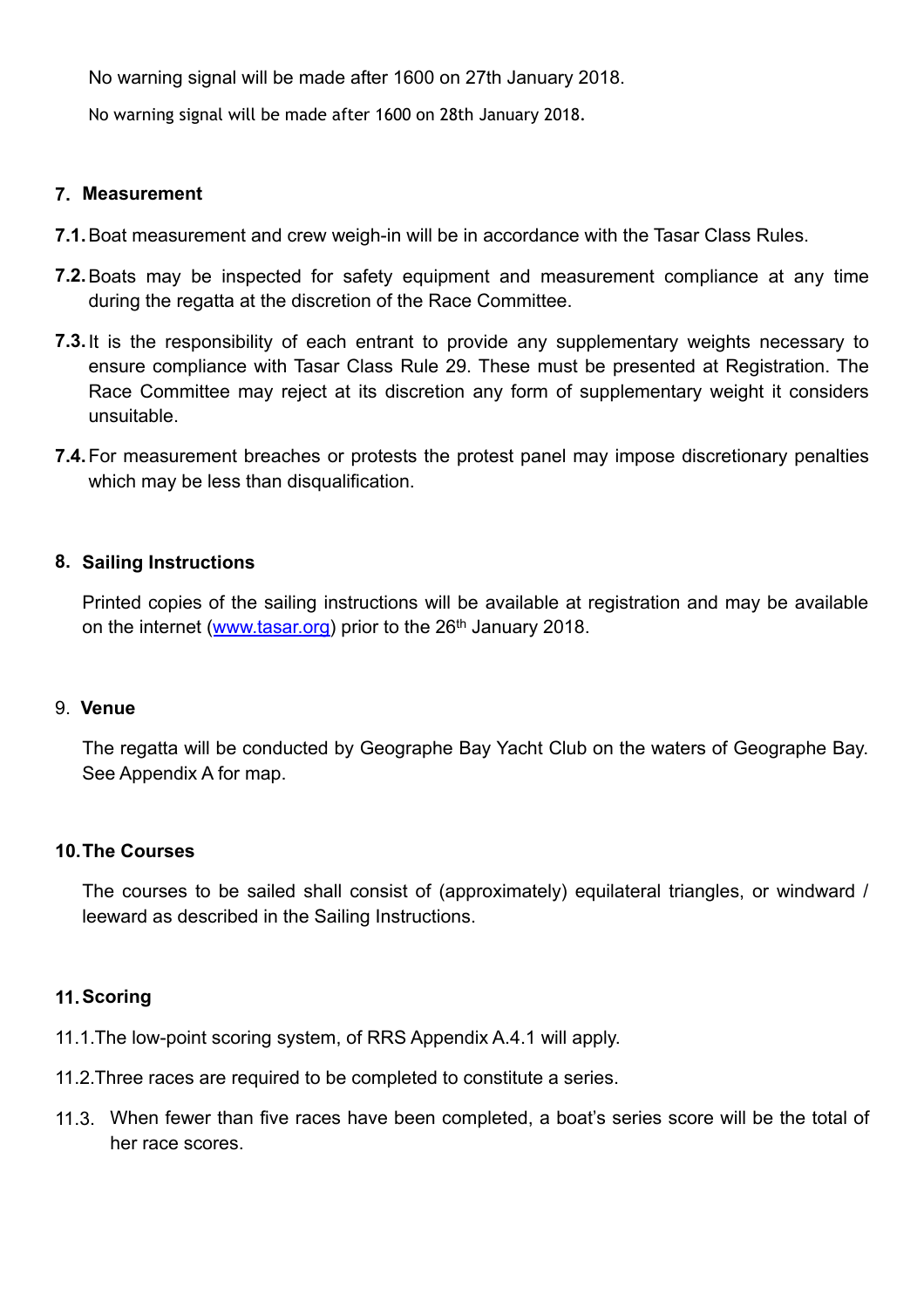No warning signal will be made after 1600 on 27th January 2018.

No warning signal will be made after 1600 on 28th January 2018.

## 7. Measurement

**7.1.** Boat measurement and crew weigh-in will be in accordance with the Tasar Class Rules.

**7.2.** Boats may be inspected for safety equipment and measurement compliance at any time during the regatta at the discretion of the Race Committee.

**7.3.** It is the responsibility of each entrant to provide any supplementary weights necessary to ensure compliance with Tasar Class Rule 29. These must be presented at Registration. The Race Committee may reject at its discretion any form of supplementary weight it considers unsuitable.

**7.4.** For measurement breaches or protests the protest panel may impose discretionary penalties which may be less than disqualification.

## 8. Sailing Instructions

Printed copies of the sailing instructions will be available at registration and may be available on the internet (www.tasar.org) prior to the 26th January 2018.

## 9. Venue

The regatta will be conducted by Geographe Bay Yacht Club on the waters of Geographe Bay. See Appendix A for map.

## 10. The Courses

The courses to be sailed shall consist of (approximately) equilateral triangles, or windward / leeward as described in the Sailing Instructions.

## 11. Scoring

11.1. The low-point scoring system, of RRS Appendix A.4.1 will apply.

11.2. Three races are required to be completed to constitute a series.

11.3. When fewer than five races have been completed, a boat's series score will be the total of her race scores.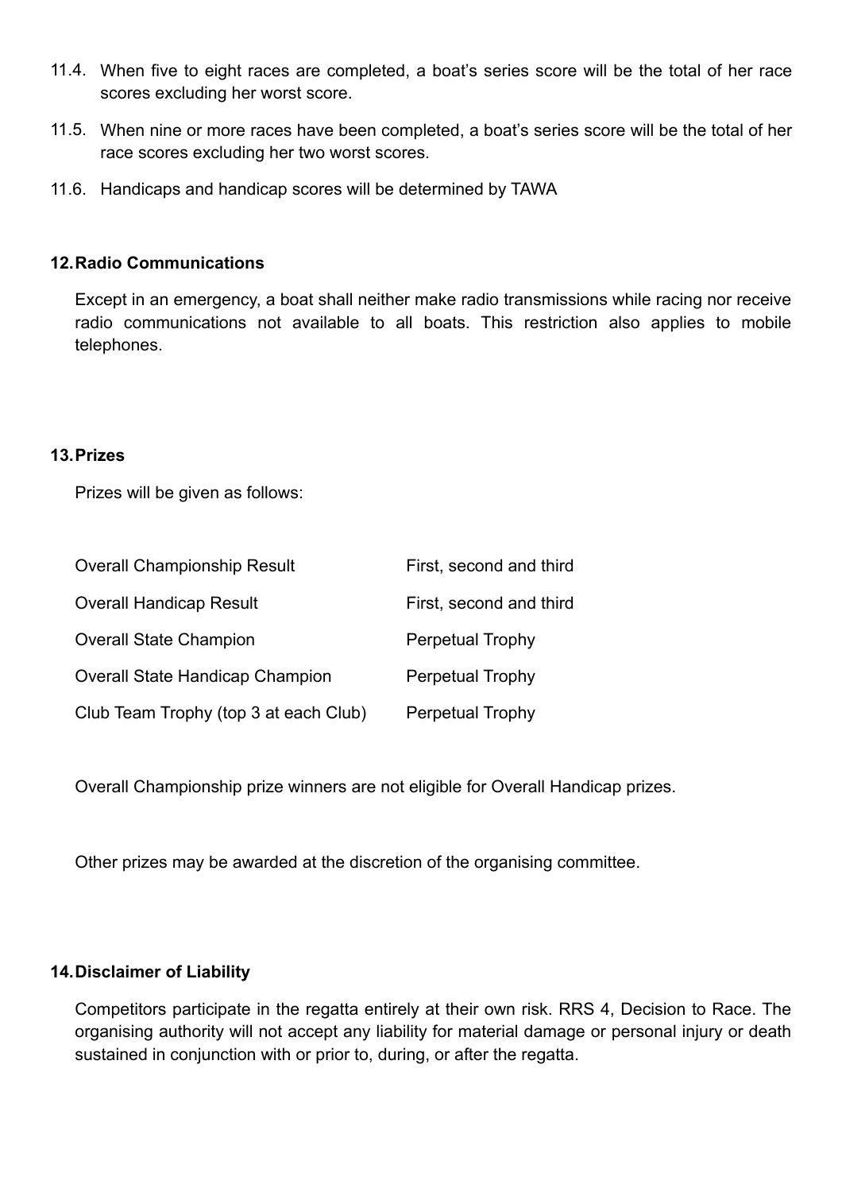11.4. When five to eight races are completed, a boat's series score will be the total of her race scores excluding her worst score.

11.5. When nine or more races have been completed, a boat's series score will be the total of her race scores excluding her two worst scores.

11.6. Handicaps and handicap scores will be determined by TAWA

## 12. Radio Communications

Except in an emergency, a boat shall neither make radio transmissions while racing nor receive radio communications not available to all boats. This restriction also applies to mobile telephones.

## 13. Prizes

Prizes will be given as follows:

| | |
|---|---|
| Overall Championship Result | First, second and third |
| Overall Handicap Result | First, second and third |
| Overall State Champion | Perpetual Trophy |
| Overall State Handicap Champion | Perpetual Trophy |
| Club Team Trophy (top 3 at each Club) | Perpetual Trophy |

Overall Championship prize winners are not eligible for Overall Handicap prizes.

Other prizes may be awarded at the discretion of the organising committee.

## 14. Disclaimer of Liability

Competitors participate in the regatta entirely at their own risk. RRS 4, Decision to Race. The organising authority will not accept any liability for material damage or personal injury or death sustained in conjunction with or prior to, during, or after the regatta.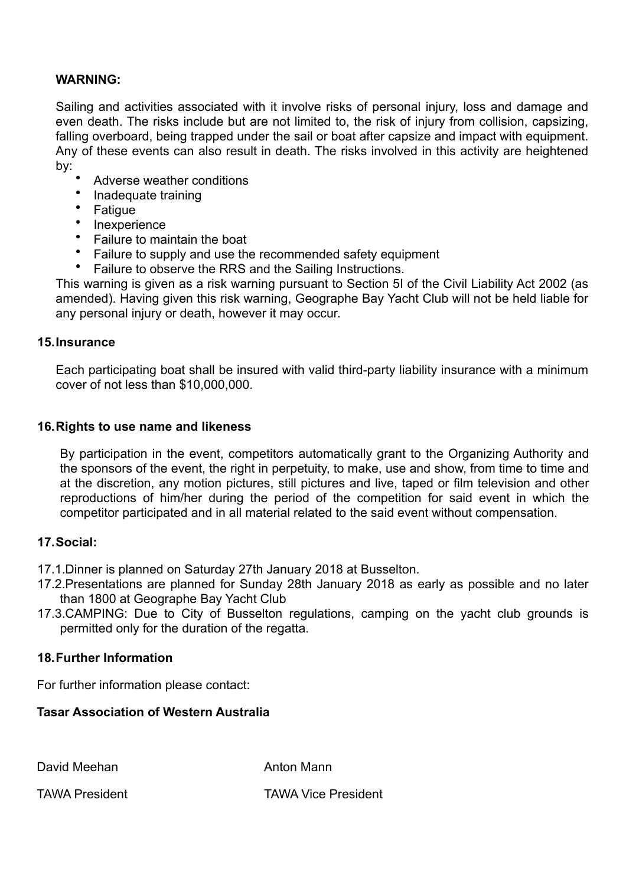**WARNING:**

Sailing and activities associated with it involve risks of personal injury, loss and damage and even death. The risks include but are not limited to, the risk of injury from collision, capsizing, falling overboard, being trapped under the sail or boat after capsize and impact with equipment. Any of these events can also result in death. The risks involved in this activity are heightened by:

- Adverse weather conditions
- Inadequate training
- Fatigue
- Inexperience
- Failure to maintain the boat
- Failure to supply and use the recommended safety equipment
- Failure to observe the RRS and the Sailing Instructions.

This warning is given as a risk warning pursuant to Section 5I of the Civil Liability Act 2002 (as amended). Having given this risk warning, Geographe Bay Yacht Club will not be held liable for any personal injury or death, however it may occur.

## 15. Insurance

Each participating boat shall be insured with valid third-party liability insurance with a minimum cover of not less than $10,000,000.

## 16. Rights to use name and likeness

By participation in the event, competitors automatically grant to the Organizing Authority and the sponsors of the event, the right in perpetuity, to make, use and show, from time to time and at the discretion, any motion pictures, still pictures and live, taped or film television and other reproductions of him/her during the period of the competition for said event in which the competitor participated and in all material related to the said event without compensation.

## 17. Social:

17.1. Dinner is planned on Saturday 27th January 2018 at Busselton.

17.2. Presentations are planned for Sunday 28th January 2018 as early as possible and no later than 1800 at Geographe Bay Yacht Club

17.3. CAMPING: Due to City of Busselton regulations, camping on the yacht club grounds is permitted only for the duration of the regatta.

## 18. Further Information

For further information please contact:

**Tasar Association of Western Australia**

| David Meehan | Anton Mann |
|---|---|
| TAWA President | TAWA Vice President |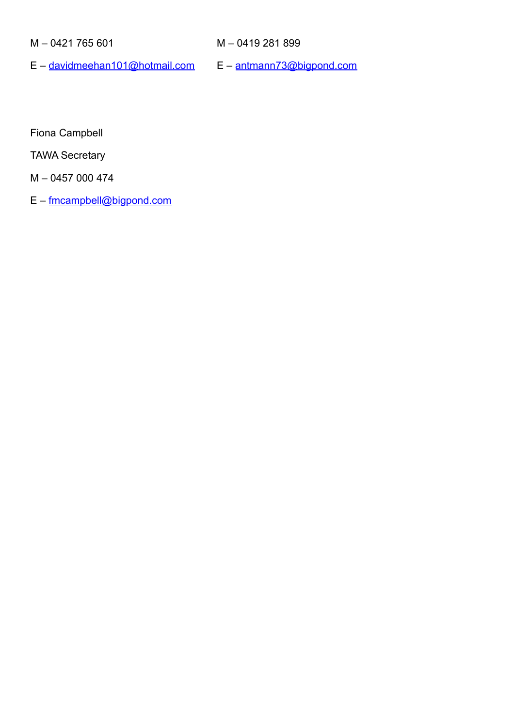| | |
|---|---|
| M – 0421 765 601 | M – 0419 281 899 |
| E – davidmeehan101@hotmail.com | E – antmann73@bigpond.com |

Fiona Campbell

TAWA Secretary

M – 0457 000 474

E – fmcampbell@bigpond.com